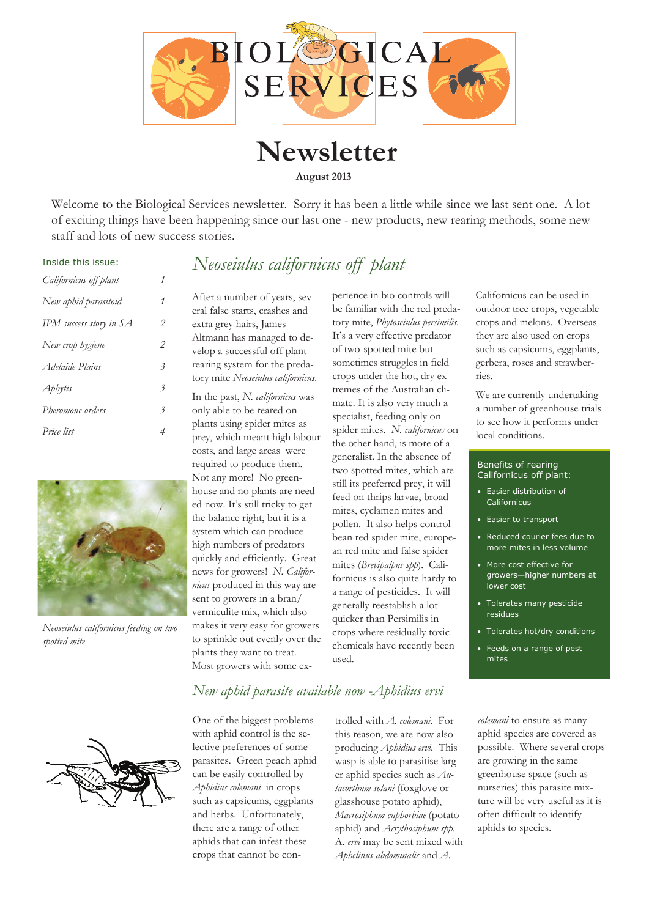# BIOLOGICAL SERVICES

# Newsletter

**August 2013**

Welcome to the Biological Services newsletter. Sorry it has been a little while since we last sent one. A lot of exciting things have been happening since our last one - new products, new rearing methods, some new staff and lots of new success stories.

**Inside this issue:**

| | |
|---|---|
| *Californicus off plant* | *1* |
| *New aphid parasitoid* | *1* |
| *IPM success story in SA* | *2* |
| *New crop hygiene* | *2* |
| *Adelaide Plains* | *3* |
| *Aphytis* | *3* |
| *Pheromone orders* | *3* |
| *Price list* | *4* |

*Neoseiulus californicus feeding on two spotted mite*

## *Neoseiulus californicus off plant*

After a number of years, several false starts, crashes and extra grey hairs, James Altmann has managed to develop a successful off plant rearing system for the predatory mite *Neoseiulus californicus.*

In the past, *N. californicus* was only able to be reared on plants using spider mites as prey, which meant high labour costs, and large areas were required to produce them. Not any more! No greenhouse and no plants are needed now. It's still tricky to get the balance right, but it is a system which can produce high numbers of predators quickly and efficiently. Great news for growers! *N. Californicus* produced in this way are sent to growers in a bran/vermiculite mix, which also makes it very easy for growers to sprinkle out evenly over the plants they want to treat. Most growers with some experience in bio controls will be familiar with the red predatory mite, *Phytoseiulus persimilis.* It's a very effective predator of two-spotted mite but sometimes struggles in field crops under the hot, dry extremes of the Australian climate. It is also very much a specialist, feeding only on spider mites. *N. californicus* on the other hand, is more of a generalist. In the absence of two spotted mites, which are still its preferred prey, it will feed on thrips larvae, broadmites, cyclamen mites and pollen. It also helps control bean red spider mite, european red mite and false spider mites (*Brevipalpus spp*). Californicus is also quite hardy to a range of pesticides. It will generally reestablish a lot quicker than Persimilis in crops where residually toxic chemicals have recently been used.

Californicus can be used in outdoor tree crops, vegetable crops and melons. Overseas they are also used on crops such as capsicums, eggplants, gerbera, roses and strawberries.

We are currently undertaking a number of greenhouse trials to see how it performs under local conditions.

**Benefits of rearing Californicus off plant:**

- Easier distribution of Californicus
- Easier to transport
- Reduced courier fees due to more mites in less volume
- More cost effective for growers—higher numbers at lower cost
- Tolerates many pesticide residues
- Tolerates hot/dry conditions
- Feeds on a range of pest mites

## *New aphid parasite available now -Aphidius ervi*

One of the biggest problems with aphid control is the selective preferences of some parasites. Green peach aphid can be easily controlled by *Aphidius colemani* in crops such as capsicums, eggplants and herbs. Unfortunately, there are a range of other aphids that can infest these crops that cannot be controlled with *A. colemani*. For this reason, we are now also producing *Aphidius ervi*. This wasp is able to parasitise larger aphid species such as *Aulacorthum solani* (foxglove or glasshouse potato aphid), *Macrosiphum euphorbiae* (potato aphid) and *Acrythosiphum spp*. A. *ervi* may be sent mixed with *Aphelinus abdominalis* and *A. colemani* to ensure as many aphid species are covered as possible. Where several crops are growing in the same greenhouse space (such as nurseries) this parasite mixture will be very useful as it is often difficult to identify aphids to species.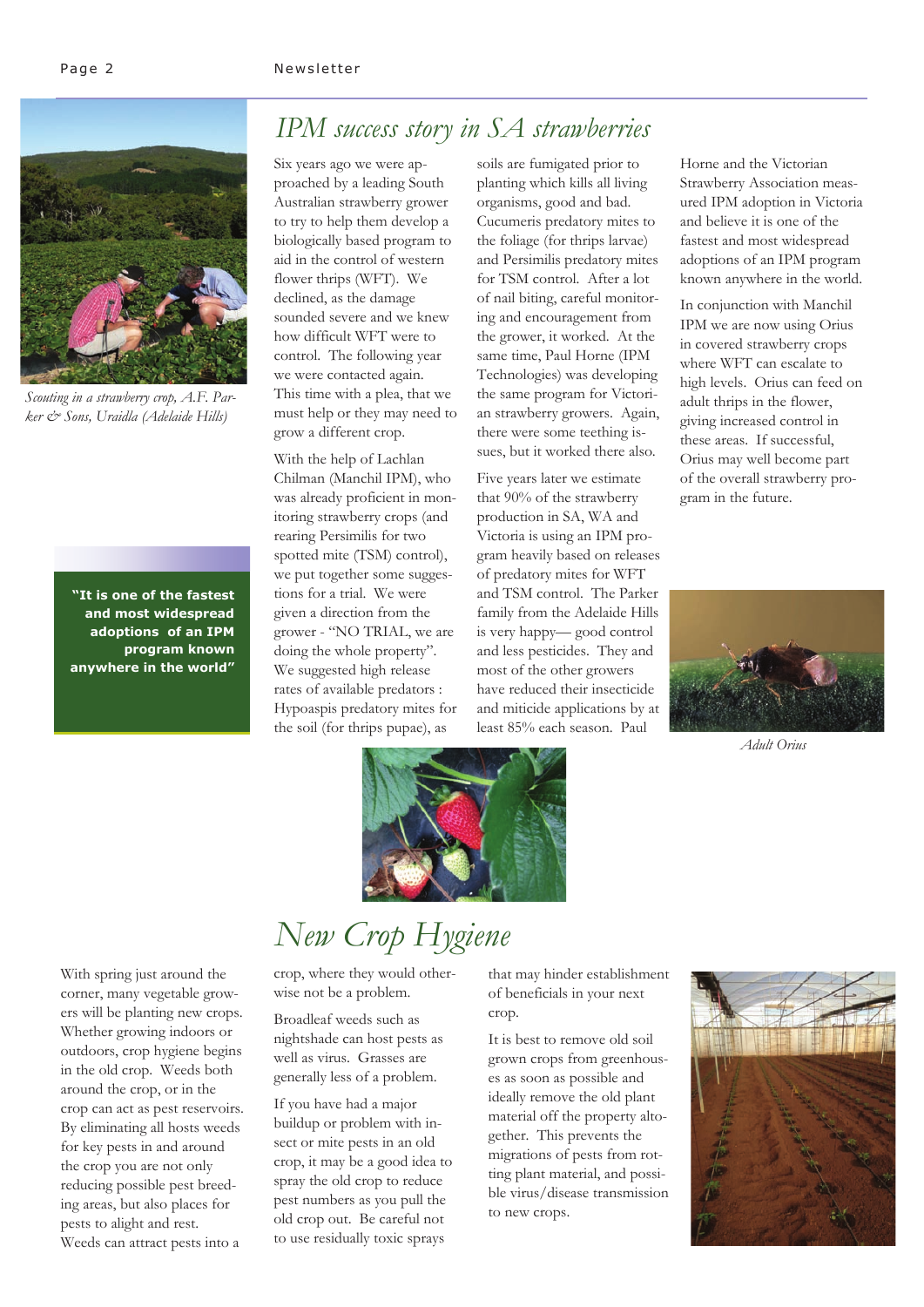## IPM success story in SA strawberries

Six years ago we were approached by a leading South Australian strawberry grower to try to help them develop a biologically based program to aid in the control of western flower thrips (WFT). We declined, as the damage sounded severe and we knew how difficult WFT were to control. The following year we were contacted again. This time with a plea, that we must help or they may need to grow a different crop.

With the help of Lachlan Chilman (Manchil IPM), who was already proficient in monitoring strawberry crops (and rearing Persimilis for two spotted mite (TSM) control), we put together some suggestions for a trial. We were given a direction from the grower - "NO TRIAL, we are doing the whole property". We suggested high release rates of available predators : Hypoaspis predatory mites for the soil (for thrips pupae), as soils are fumigated prior to planting which kills all living organisms, good and bad. Cucumeris predatory mites to the foliage (for thrips larvae) and Persimilis predatory mites for TSM control. After a lot of nail biting, careful monitoring and encouragement from the grower, it worked. At the same time, Paul Horne (IPM Technologies) was developing the same program for Victorian strawberry growers. Again, there were some teething issues, but it worked there also.

Five years later we estimate that 90% of the strawberry production in SA, WA and Victoria is using an IPM program heavily based on releases of predatory mites for WFT and TSM control. The Parker family from the Adelaide Hills is very happy— good control and less pesticides. They and most of the other growers have reduced their insecticide and miticide applications by at least 85% each season. Paul Horne and the Victorian Strawberry Association measured IPM adoption in Victoria and believe it is one of the fastest and most widespread adoptions of an IPM program known anywhere in the world.

In conjunction with Manchil IPM we are now using Orius in covered strawberry crops where WFT can escalate to high levels. Orius can feed on adult thrips in the flower, giving increased control in these areas. If successful, Orius may well become part of the overall strawberry program in the future.

*Scouting in a strawberry crop, A.F. Parker & Sons, Uraidla (Adelaide Hills)*

**"It is one of the fastest and most widespread adoptions of an IPM program known anywhere in the world"**

*Adult Orius*

## New Crop Hygiene

With spring just around the corner, many vegetable growers will be planting new crops. Whether growing indoors or outdoors, crop hygiene begins in the old crop. Weeds both around the crop, or in the crop can act as pest reservoirs. By eliminating all hosts weeds for key pests in and around the crop you are not only reducing possible pest breeding areas, but also places for pests to alight and rest. Weeds can attract pests into a crop, where they would otherwise not be a problem.

Broadleaf weeds such as nightshade can host pests as well as virus. Grasses are generally less of a problem.

If you have had a major buildup or problem with insect or mite pests in an old crop, it may be a good idea to spray the old crop to reduce pest numbers as you pull the old crop out. Be careful not to use residually toxic sprays that may hinder establishment of beneficials in your next crop.

It is best to remove old soil grown crops from greenhouses as soon as possible and ideally remove the old plant material off the property altogether. This prevents the migrations of pests from rotting plant material, and possible virus/disease transmission to new crops.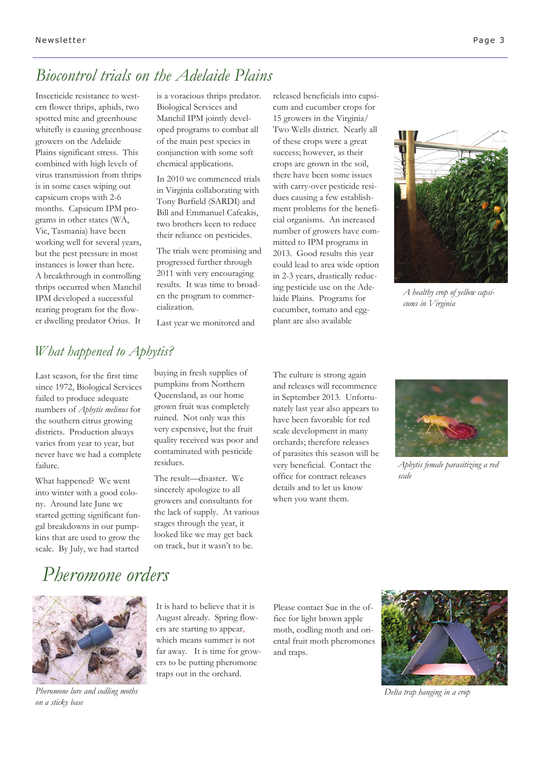## *Biocontrol trials on the Adelaide Plains*

Insecticide resistance to western flower thrips, aphids, two spotted mite and greenhouse whitefly is causing greenhouse growers on the Adelaide Plains significant stress. This combined with high levels of virus transmission from thrips is in some cases wiping out capsicum crops with 2-6 months. Capsicum IPM programs in other states (WA, Vic, Tasmania) have been working well for several years, but the pest pressure in most instances is lower than here. A breakthrough in controlling thrips occurred when Manchil IPM developed a successful rearing program for the flower dwelling predator Orius. It is a voracious thrips predator. Biological Services and Manchil IPM jointly developed programs to combat all of the main pest species in conjunction with some soft chemical applications.

In 2010 we commenced trials in Virginia collaborating with Tony Burfield (SARDI) and Bill and Emmanuel Cafcakis, two brothers keen to reduce their reliance on pesticides.

The trials were promising and progressed further through 2011 with very encouraging results. It was time to broaden the program to commercialization.

Last year we monitored and released beneficials into capsicum and cucumber crops for 15 growers in the Virginia/Two Wells district. Nearly all of these crops were a great success; however, as their crops are grown in the soil, there have been some issues with carry-over pesticide residues causing a few establishment problems for the beneficial organisms. An increased number of growers have committed to IPM programs in 2013. Good results this year could lead to area wide option in 2-3 years, drastically reducing pesticide use on the Adelaide Plains. Programs for cucumber, tomato and eggplant are also available

*A healthy crop of yellow capsicums in Virginia*

## *What happened to Aphytis?*

Last season, for the first time since 1972, Biological Services failed to produce adequate numbers of *Aphytis melinus* for the southern citrus growing districts. Production always varies from year to year, but never have we had a complete failure.

What happened? We went into winter with a good colony. Around late June we started getting significant fungal breakdowns in our pumpkins that are used to grow the scale. By July, we had started buying in fresh supplies of pumpkins from Northern Queensland, as our home grown fruit was completely ruined. Not only was this very expensive, but the fruit quality received was poor and contaminated with pesticide residues.

The result—disaster. We sincerely apologize to all growers and consultants for the lack of supply. At various stages through the year, it looked like we may get back on track, but it wasn't to be.

The culture is strong again and releases will recommence in September 2013. Unfortunately last year also appears to have been favorable for red scale development in many orchards; therefore releases of parasites this season will be very beneficial. Contact the office for contract releases details and to let us know when you want them.

*Aphytis female parasitizing a red scale*

# *Pheromone orders*

*Pheromone lure and codling moths on a sticky base*

It is hard to believe that it is August already. Spring flowers are starting to appear, which means summer is not far away. It is time for growers to be putting pheromone traps out in the orchard.

Please contact Sue in the office for light brown apple moth, codling moth and oriental fruit moth pheromones and traps.

*Delta trap hanging in a crop*